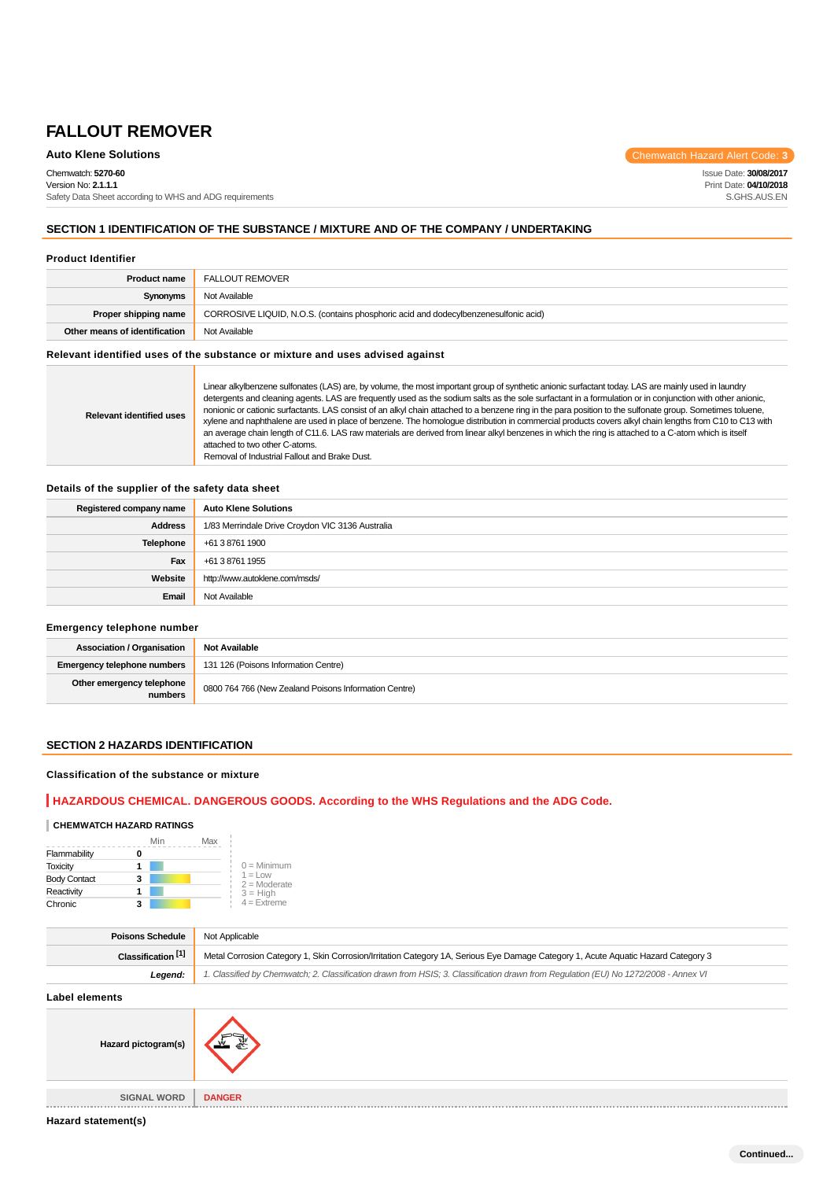# FALLOUT REMOVER

**Auto Klene Solutions**

Chemwatch Hazard Alert Code: **3**

Chemwatch: **5270-60**
Version No: **2.1.1.1**
Safety Data Sheet according to WHS and ADG requirements

Issue Date: **30/08/2017**
Print Date: **04/10/2018**
S.GHS.AUS.EN

## SECTION 1 IDENTIFICATION OF THE SUBSTANCE / MIXTURE AND OF THE COMPANY / UNDERTAKING

### Product Identifier

| | |
|---|---|
| **Product name** | FALLOUT REMOVER |
| **Synonyms** | Not Available |
| **Proper shipping name** | CORROSIVE LIQUID, N.O.S. (contains phosphoric acid and dodecylbenzenesulfonic acid) |
| **Other means of identification** | Not Available |

### Relevant identified uses of the substance or mixture and uses advised against

| | |
|---|---|
| **Relevant identified uses** | Linear alkylbenzene sulfonates (LAS) are, by volume, the most important group of synthetic anionic surfactant today. LAS are mainly used in laundry detergents and cleaning agents. LAS are frequently used as the sodium salts as the sole surfactant in a formulation or in conjunction with other anionic, nonionic or cationic surfactants. LAS consist of an alkyl chain attached to a benzene ring in the para position to the sulfonate group. Sometimes toluene, xylene and naphthalene are used in place of benzene. The homologue distribution in commercial products covers alkyl chain lengths from C10 to C13 with an average chain length of C11.6. LAS raw materials are derived from linear alkyl benzenes in which the ring is attached to a C-atom which is itself attached to two other C-atoms.<br>Removal of Industrial Fallout and Brake Dust. |

### Details of the supplier of the safety data sheet

| | |
|---|---|
| **Registered company name** | **Auto Klene Solutions** |
| **Address** | 1/83 Merrindale Drive Croydon VIC 3136 Australia |
| **Telephone** | +61 3 8761 1900 |
| **Fax** | +61 3 8761 1955 |
| **Website** | http://www.autoklene.com/msds/ |
| **Email** | Not Available |

### Emergency telephone number

| | |
|---|---|
| **Association / Organisation** | **Not Available** |
| **Emergency telephone numbers** | 131 126 (Poisons Information Centre) |
| **Other emergency telephone numbers** | 0800 764 766 (New Zealand Poisons Information Centre) |

## SECTION 2 HAZARDS IDENTIFICATION

### Classification of the substance or mixture

**HAZARDOUS CHEMICAL. DANGEROUS GOODS. According to the WHS Regulations and the ADG Code.**

**CHEMWATCH HAZARD RATINGS**

| | | Min | Max |
|---|---|---|---|
| Flammability | 0 | | |
| Toxicity | 1 | | |
| Body Contact | 3 | | |
| Reactivity | 1 | | |
| Chronic | 3 | | |

0 = Minimum
1 = Low
2 = Moderate
3 = High
4 = Extreme

| | |
|---|---|
| **Poisons Schedule** | Not Applicable |
| **Classification [1]** | Metal Corrosion Category 1, Skin Corrosion/Irritation Category 1A, Serious Eye Damage Category 1, Acute Aquatic Hazard Category 3 |
| ***Legend:*** | *1. Classified by Chemwatch; 2. Classification drawn from HSIS; 3. Classification drawn from Regulation (EU) No 1272/2008 - Annex VI* |

### Label elements

| | |
|---|---|
| **Hazard pictogram(s)** | |
| **SIGNAL WORD** | **DANGER** |

### Hazard statement(s)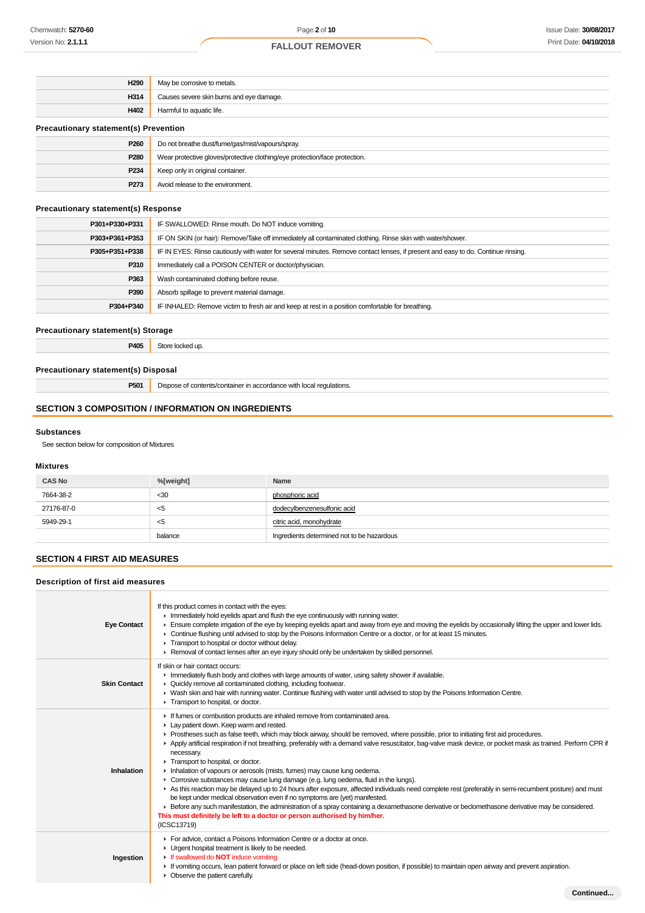| | |
|---|---|
| H290 | May be corrosive to metals. |
| H314 | Causes severe skin burns and eye damage. |
| H402 | Harmful to aquatic life. |

### Precautionary statement(s) Prevention

| | |
|---|---|
| P260 | Do not breathe dust/fume/gas/mist/vapours/spray. |
| P280 | Wear protective gloves/protective clothing/eye protection/face protection. |
| P234 | Keep only in original container. |
| P273 | Avoid release to the environment. |

### Precautionary statement(s) Response

| | |
|---|---|
| P301+P330+P331 | IF SWALLOWED: Rinse mouth. Do NOT induce vomiting. |
| P303+P361+P353 | IF ON SKIN (or hair): Remove/Take off immediately all contaminated clothing. Rinse skin with water/shower. |
| P305+P351+P338 | IF IN EYES: Rinse cautiously with water for several minutes. Remove contact lenses, if present and easy to do. Continue rinsing. |
| P310 | Immediately call a POISON CENTER or doctor/physician. |
| P363 | Wash contaminated clothing before reuse. |
| P390 | Absorb spillage to prevent material damage. |
| P304+P340 | IF INHALED: Remove victim to fresh air and keep at rest in a position comfortable for breathing. |

### Precautionary statement(s) Storage

| | |
|---|---|
| P405 | Store locked up. |

### Precautionary statement(s) Disposal

| | |
|---|---|
| P501 | Dispose of contents/container in accordance with local regulations. |

## SECTION 3 COMPOSITION / INFORMATION ON INGREDIENTS

### Substances

See section below for composition of Mixtures

### Mixtures

| CAS No | %[weight] | Name |
|---|---|---|
| 7664-38-2 | <30 | phosphoric acid |
| 27176-87-0 | <5 | dodecylbenzenesulfonic acid |
| 5949-29-1 | <5 | citric acid, monohydrate |
| | balance | Ingredients determined not to be hazardous |

## SECTION 4 FIRST AID MEASURES

### Description of first aid measures

| | |
|---|---|
| **Eye Contact** | If this product comes in contact with the eyes:<br>▸ Immediately hold eyelids apart and flush the eye continuously with running water.<br>▸ Ensure complete irrigation of the eye by keeping eyelids apart and away from eye and moving the eyelids by occasionally lifting the upper and lower lids.<br>▸ Continue flushing until advised to stop by the Poisons Information Centre or a doctor, or for at least 15 minutes.<br>▸ Transport to hospital or doctor without delay.<br>▸ Removal of contact lenses after an eye injury should only be undertaken by skilled personnel. |
| **Skin Contact** | If skin or hair contact occurs:<br>▸ Immediately flush body and clothes with large amounts of water, using safety shower if available.<br>▸ Quickly remove all contaminated clothing, including footwear.<br>▸ Wash skin and hair with running water. Continue flushing with water until advised to stop by the Poisons Information Centre.<br>▸ Transport to hospital, or doctor. |
| **Inhalation** | ▸ If fumes or combustion products are inhaled remove from contaminated area.<br>▸ Lay patient down. Keep warm and rested.<br>▸ Prostheses such as false teeth, which may block airway, should be removed, where possible, prior to initiating first aid procedures.<br>▸ Apply artificial respiration if not breathing, preferably with a demand valve resuscitator, bag-valve mask device, or pocket mask as trained. Perform CPR if necessary.<br>▸ Transport to hospital, or doctor.<br>▸ Inhalation of vapours or aerosols (mists, fumes) may cause lung oedema.<br>▸ Corrosive substances may cause lung damage (e.g. lung oedema, fluid in the lungs).<br>▸ As this reaction may be delayed up to 24 hours after exposure, affected individuals need complete rest (preferably in semi-recumbent posture) and must be kept under medical observation even if no symptoms are (yet) manifested.<br>▸ Before any such manifestation, the administration of a spray containing a dexamethasone derivative or beclomethasone derivative may be considered.<br>**This must definitely be left to a doctor or person authorised by him/her.**<br>(ICSC13719) |
| **Ingestion** | ▸ For advice, contact a Poisons Information Centre or a doctor at once.<br>▸ Urgent hospital treatment is likely to be needed.<br>▸ If swallowed do **NOT** induce vomiting.<br>▸ If vomiting occurs, lean patient forward or place on left side (head-down position, if possible) to maintain open airway and prevent aspiration.<br>▸ Observe the patient carefully. |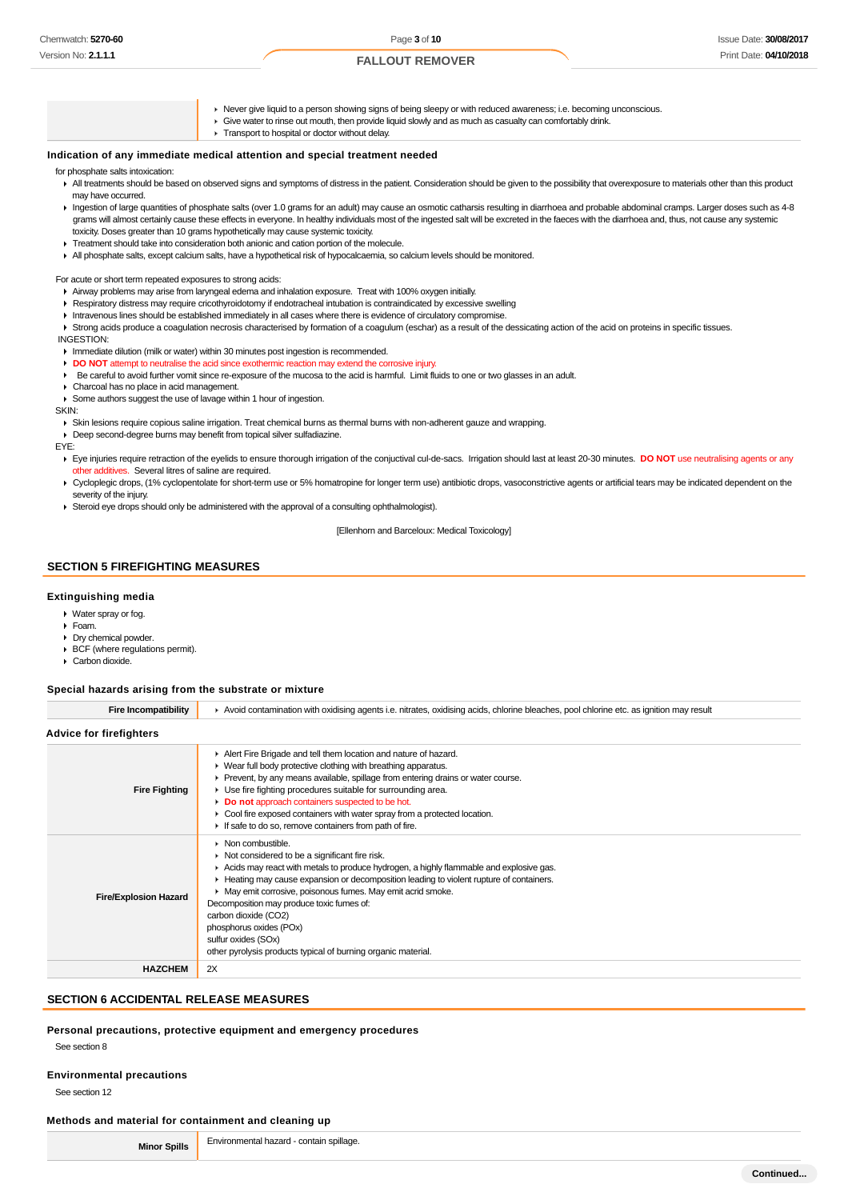| | |
|---|---|
| | - Never give liquid to a person showing signs of being sleepy or with reduced awareness; i.e. becoming unconscious.<br>- Give water to rinse out mouth, then provide liquid slowly and as much as casualty can comfortably drink.<br>- Transport to hospital or doctor without delay. |

### Indication of any immediate medical attention and special treatment needed

for phosphate salts intoxication:

- All treatments should be based on observed signs and symptoms of distress in the patient. Consideration should be given to the possibility that overexposure to materials other than this product may have occurred.
- Ingestion of large quantities of phosphate salts (over 1.0 grams for an adult) may cause an osmotic catharsis resulting in diarrhoea and probable abdominal cramps. Larger doses such as 4-8 grams will almost certainly cause these effects in everyone. In healthy individuals most of the ingested salt will be excreted in the faeces with the diarrhoea and, thus, not cause any systemic toxicity. Doses greater than 10 grams hypothetically may cause systemic toxicity.
- Treatment should take into consideration both anionic and cation portion of the molecule.
- All phosphate salts, except calcium salts, have a hypothetical risk of hypocalcaemia, so calcium levels should be monitored.

For acute or short term repeated exposures to strong acids:

- Airway problems may arise from laryngeal edema and inhalation exposure. Treat with 100% oxygen initially.
- Respiratory distress may require cricothyroidotomy if endotracheal intubation is contraindicated by excessive swelling
- Intravenous lines should be established immediately in all cases where there is evidence of circulatory compromise.
- Strong acids produce a coagulation necrosis characterised by formation of a coagulum (eschar) as a result of the dessicating action of the acid on proteins in specific tissues.

INGESTION:

- Immediate dilution (milk or water) within 30 minutes post ingestion is recommended.
- **DO NOT** attempt to neutralise the acid since exothermic reaction may extend the corrosive injury.
- Be careful to avoid further vomit since re-exposure of the mucosa to the acid is harmful. Limit fluids to one or two glasses in an adult.
- Charcoal has no place in acid management.
- Some authors suggest the use of lavage within 1 hour of ingestion.

SKIN:

- Skin lesions require copious saline irrigation. Treat chemical burns as thermal burns with non-adherent gauze and wrapping.
- Deep second-degree burns may benefit from topical silver sulfadiazine.

EYE:

- Eye injuries require retraction of the eyelids to ensure thorough irrigation of the conjuctival cul-de-sacs. Irrigation should last at least 20-30 minutes. **DO NOT** use neutralising agents or any other additives. Several litres of saline are required.
- Cycloplegic drops, (1% cyclopentolate for short-term use or 5% homatropine for longer term use) antibiotic drops, vasoconstrictive agents or artificial tears may be indicated dependent on the severity of the injury.
- Steroid eye drops should only be administered with the approval of a consulting ophthalmologist).

[Ellenhorn and Barceloux: Medical Toxicology]

## SECTION 5 FIREFIGHTING MEASURES

### Extinguishing media

- Water spray or fog.
- Foam.
- Dry chemical powder.
- BCF (where regulations permit).
- Carbon dioxide.

### Special hazards arising from the substrate or mixture

| | |
|---|---|
| **Fire Incompatibility** | - Avoid contamination with oxidising agents i.e. nitrates, oxidising acids, chlorine bleaches, pool chlorine etc. as ignition may result |

### Advice for firefighters

| | |
|---|---|
| **Fire Fighting** | - Alert Fire Brigade and tell them location and nature of hazard.<br>- Wear full body protective clothing with breathing apparatus.<br>- Prevent, by any means available, spillage from entering drains or water course.<br>- Use fire fighting procedures suitable for surrounding area.<br>- **Do not** approach containers suspected to be hot.<br>- Cool fire exposed containers with water spray from a protected location.<br>- If safe to do so, remove containers from path of fire. |
| **Fire/Explosion Hazard** | - Non combustible.<br>- Not considered to be a significant fire risk.<br>- Acids may react with metals to produce hydrogen, a highly flammable and explosive gas.<br>- Heating may cause expansion or decomposition leading to violent rupture of containers.<br>- May emit corrosive, poisonous fumes. May emit acrid smoke.<br>Decomposition may produce toxic fumes of:<br>carbon dioxide ($CO_2$)<br>phosphorus oxides (POx)<br>sulfur oxides (SOx)<br>other pyrolysis products typical of burning organic material. |
| **HAZCHEM** | 2X |

## SECTION 6 ACCIDENTAL RELEASE MEASURES

### Personal precautions, protective equipment and emergency procedures

See section 8

### Environmental precautions

See section 12

### Methods and material for containment and cleaning up

| | |
|---|---|
| **Minor Spills** | Environmental hazard - contain spillage. |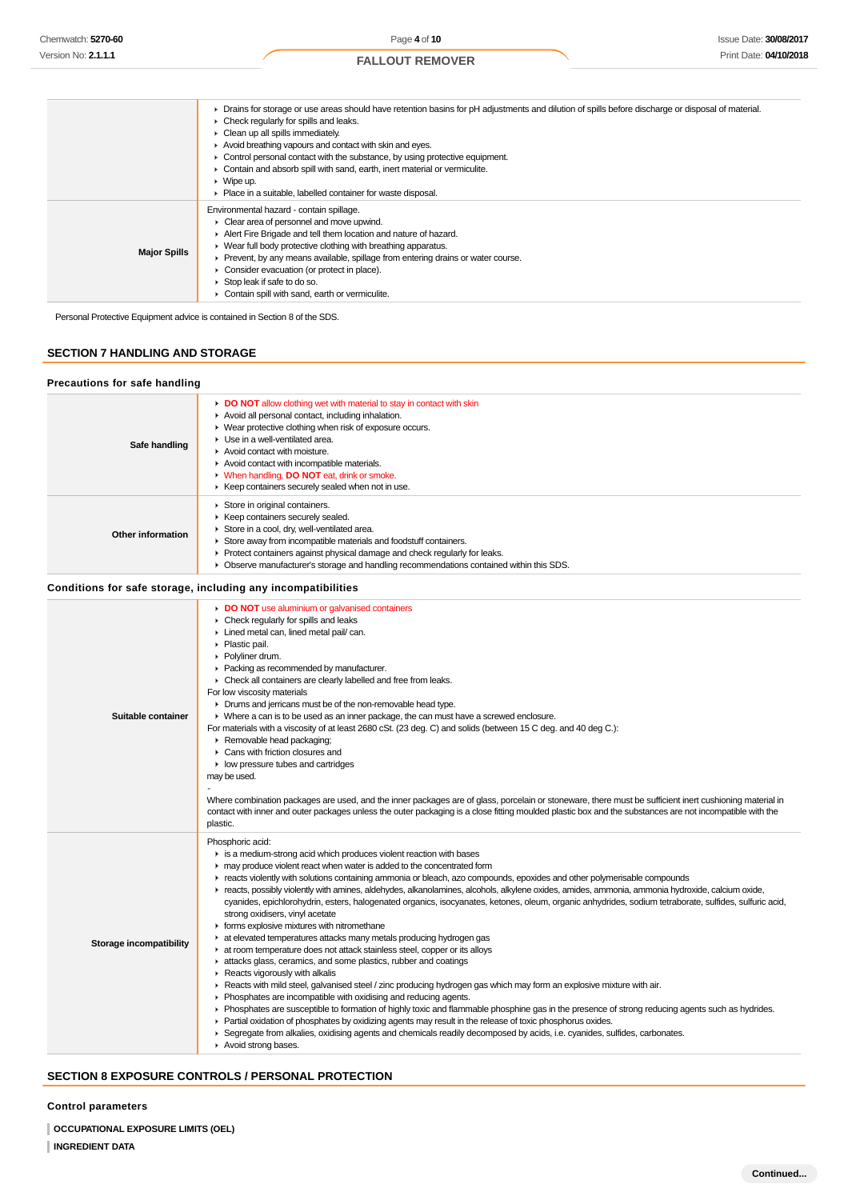| | |
|---|---|
| | ▸ Drains for storage or use areas should have retention basins for pH adjustments and dilution of spills before discharge or disposal of material.<br>▸ Check regularly for spills and leaks.<br>▸ Clean up all spills immediately.<br>▸ Avoid breathing vapours and contact with skin and eyes.<br>▸ Control personal contact with the substance, by using protective equipment.<br>▸ Contain and absorb spill with sand, earth, inert material or vermiculite.<br>▸ Wipe up.<br>▸ Place in a suitable, labelled container for waste disposal. |
| **Major Spills** | Environmental hazard - contain spillage.<br>▸ Clear area of personnel and move upwind.<br>▸ Alert Fire Brigade and tell them location and nature of hazard.<br>▸ Wear full body protective clothing with breathing apparatus.<br>▸ Prevent, by any means available, spillage from entering drains or water course.<br>▸ Consider evacuation (or protect in place).<br>▸ Stop leak if safe to do so.<br>▸ Contain spill with sand, earth or vermiculite. |

Personal Protective Equipment advice is contained in Section 8 of the SDS.

## SECTION 7 HANDLING AND STORAGE

### Precautions for safe handling

| | |
|---|---|
| **Safe handling** | ▸ **DO NOT** allow clothing wet with material to stay in contact with skin<br>▸ Avoid all personal contact, including inhalation.<br>▸ Wear protective clothing when risk of exposure occurs.<br>▸ Use in a well-ventilated area.<br>▸ Avoid contact with moisture.<br>▸ Avoid contact with incompatible materials.<br>▸ When handling, **DO NOT** eat, drink or smoke.<br>▸ Keep containers securely sealed when not in use. |
| **Other information** | ▸ Store in original containers.<br>▸ Keep containers securely sealed.<br>▸ Store in a cool, dry, well-ventilated area.<br>▸ Store away from incompatible materials and foodstuff containers.<br>▸ Protect containers against physical damage and check regularly for leaks.<br>▸ Observe manufacturer's storage and handling recommendations contained within this SDS. |

### Conditions for safe storage, including any incompatibilities

| | |
|---|---|
| **Suitable container** | ▸ **DO NOT** use aluminium or galvanised containers<br>▸ Check regularly for spills and leaks<br>▸ Lined metal can, lined metal pail/ can.<br>▸ Plastic pail.<br>▸ Polyliner drum.<br>▸ Packing as recommended by manufacturer.<br>▸ Check all containers are clearly labelled and free from leaks.<br>For low viscosity materials<br>▸ Drums and jerricans must be of the non-removable head type.<br>▸ Where a can is to be used as an inner package, the can must have a screwed enclosure.<br>For materials with a viscosity of at least 2680 cSt. (23 deg. C) and solids (between 15 C deg. and 40 deg C.):<br>▸ Removable head packaging;<br>▸ Cans with friction closures and<br>▸ low pressure tubes and cartridges<br>may be used.<br>-<br>Where combination packages are used, and the inner packages are of glass, porcelain or stoneware, there must be sufficient inert cushioning material in contact with inner and outer packages unless the outer packaging is a close fitting moulded plastic box and the substances are not incompatible with the plastic. |
| **Storage incompatibility** | Phosphoric acid:<br>▸ is a medium-strong acid which produces violent reaction with bases<br>▸ may produce violent react when water is added to the concentrated form<br>▸ reacts violently with solutions containing ammonia or bleach, azo compounds, epoxides and other polymerisable compounds<br>▸ reacts, possibly violently with amines, aldehydes, alkanolamines, alcohols, alkylene oxides, amides, ammonia, ammonia hydroxide, calcium oxide, cyanides, epichlorohydrin, esters, halogenated organics, isocyanates, ketones, oleum, organic anhydrides, sodium tetraborate, sulfides, sulfuric acid, strong oxidisers, vinyl acetate<br>▸ forms explosive mixtures with nitromethane<br>▸ at elevated temperatures attacks many metals producing hydrogen gas<br>▸ at room temperature does not attack stainless steel, copper or its alloys<br>▸ attacks glass, ceramics, and some plastics, rubber and coatings<br>▸ Reacts vigorously with alkalis<br>▸ Reacts with mild steel, galvanised steel / zinc producing hydrogen gas which may form an explosive mixture with air.<br>▸ Phosphates are incompatible with oxidising and reducing agents.<br>▸ Phosphates are susceptible to formation of highly toxic and flammable phosphine gas in the presence of strong reducing agents such as hydrides.<br>▸ Partial oxidation of phosphates by oxidizing agents may result in the release of toxic phosphorus oxides.<br>▸ Segregate from alkalies, oxidising agents and chemicals readily decomposed by acids, i.e. cyanides, sulfides, carbonates.<br>▸ Avoid strong bases. |

## SECTION 8 EXPOSURE CONTROLS / PERSONAL PROTECTION

### Control parameters

**OCCUPATIONAL EXPOSURE LIMITS (OEL)**

**INGREDIENT DATA**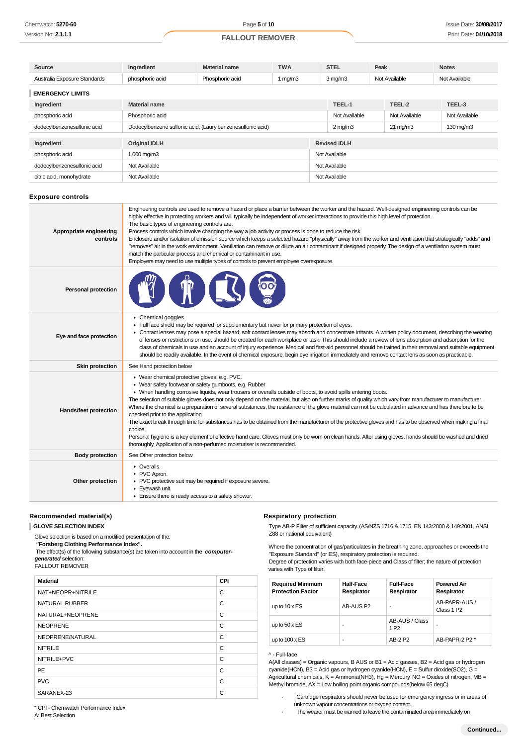| Source | Ingredient | Material name | TWA | STEL | Peak | Notes |
|---|---|---|---|---|---|---|
| Australia Exposure Standards | phosphoric acid | Phosphoric acid | 1 mg/m3 | 3 mg/m3 | Not Available | Not Available |

### EMERGENCY LIMITS

| Ingredient | Material name | TEEL-1 | TEEL-2 | TEEL-3 |
|---|---|---|---|---|
| phosphoric acid | Phosphoric acid | Not Available | Not Available | Not Available |
| dodecylbenzenesulfonic acid | Dodecylbenzene sulfonic acid; (Laurylbenzenesulfonic acid) | 2 mg/m3 | 21 mg/m3 | 130 mg/m3 |

| Ingredient | Original IDLH | Revised IDLH |
|---|---|---|
| phosphoric acid | 1,000 mg/m3 | Not Available |
| dodecylbenzenesulfonic acid | Not Available | Not Available |
| citric acid, monohydrate | Not Available | Not Available |

## Exposure controls

| | |
|---|---|
| **Appropriate engineering controls** | Engineering controls are used to remove a hazard or place a barrier between the worker and the hazard. Well-designed engineering controls can be highly effective in protecting workers and will typically be independent of worker interactions to provide this high level of protection.<br>The basic types of engineering controls are:<br>Process controls which involve changing the way a job activity or process is done to reduce the risk.<br>Enclosure and/or isolation of emission source which keeps a selected hazard "physically" away from the worker and ventilation that strategically "adds" and "removes" air in the work environment. Ventilation can remove or dilute an air contaminant if designed properly. The design of a ventilation system must match the particular process and chemical or contaminant in use.<br>Employers may need to use multiple types of controls to prevent employee overexposure. |
| **Personal protection** | |
| **Eye and face protection** | ▸ Chemical goggles.<br>▸ Full face shield may be required for supplementary but never for primary protection of eyes.<br>▸ Contact lenses may pose a special hazard; soft contact lenses may absorb and concentrate irritants. A written policy document, describing the wearing of lenses or restrictions on use, should be created for each workplace or task. This should include a review of lens absorption and adsorption for the class of chemicals in use and an account of injury experience. Medical and first-aid personnel should be trained in their removal and suitable equipment should be readily available. In the event of chemical exposure, begin eye irrigation immediately and remove contact lens as soon as practicable. |
| **Skin protection** | See Hand protection below |
| **Hands/feet protection** | ▸ Wear chemical protective gloves, e.g. PVC.<br>▸ Wear safety footwear or safety gumboots, e.g. Rubber<br>▸ When handling corrosive liquids, wear trousers or overalls outside of boots, to avoid spills entering boots.<br>The selection of suitable gloves does not only depend on the material, but also on further marks of quality which vary from manufacturer to manufacturer. Where the chemical is a preparation of several substances, the resistance of the glove material can not be calculated in advance and has therefore to be checked prior to the application.<br>The exact break through time for substances has to be obtained from the manufacturer of the protective gloves and.has to be observed when making a final choice.<br>Personal hygiene is a key element of effective hand care. Gloves must only be worn on clean hands. After using gloves, hands should be washed and dried thoroughly. Application of a non-perfumed moisturiser is recommended. |
| **Body protection** | See Other protection below |
| **Other protection** | ▸ Overalls.<br>▸ PVC Apron.<br>▸ PVC protective suit may be required if exposure severe.<br>▸ Eyewash unit.<br>▸ Ensure there is ready access to a safety shower. |

## Recommended material(s)

### GLOVE SELECTION INDEX

Glove selection is based on a modified presentation of the:
**"Forsberg Clothing Performance Index".**
The effect(s) of the following substance(s) are taken into account in the ***computer-generated*** selection:
FALLOUT REMOVER

| Material | CPI |
|---|---|
| NAT+NEOPR+NITRILE | C |
| NATURAL RUBBER | C |
| NATURAL+NEOPRENE | C |
| NEOPRENE | C |
| NEOPRENE/NATURAL | C |
| NITRILE | C |
| NITRILE+PVC | C |
| PE | C |
| PVC | C |
| SARANEX-23 | C |

\* CPI - Chemwatch Performance Index
A: Best Selection

## Respiratory protection

Type AB-P Filter of sufficient capacity. (AS/NZS 1716 & 1715, EN 143:2000 & 149:2001, ANSI Z88 or national equivalent)

Where the concentration of gas/particulates in the breathing zone, approaches or exceeds the "Exposure Standard" (or ES), respiratory protection is required.
Degree of protection varies with both face-piece and Class of filter; the nature of protection varies with Type of filter.

| Required Minimum Protection Factor | Half-Face Respirator | Full-Face Respirator | Powered Air Respirator |
|---|---|---|---|
| up to 10 x ES | AB-AUS P2 | - | AB-PAPR-AUS / Class 1 P2 |
| up to 50 x ES | - | AB-AUS / Class 1 P2 | - |
| up to 100 x ES | - | AB-2 P2 | AB-PAPR-2 P2 ^ |

^ - Full-face
A(All classes) = Organic vapours, B AUS or B1 = Acid gasses, B2 = Acid gas or hydrogen cyanide(HCN), B3 = Acid gas or hydrogen cyanide(HCN), E = Sulfur dioxide(SO2), G = Agricultural chemicals, K = Ammonia(NH3), Hg = Mercury, NO = Oxides of nitrogen, MB = Methyl bromide, AX = Low boiling point organic compounds(below 65 degC)

- Cartridge respirators should never be used for emergency ingress or in areas of unknown vapour concentrations or oxygen content.
- The wearer must be warned to leave the contaminated area immediately on

Continued...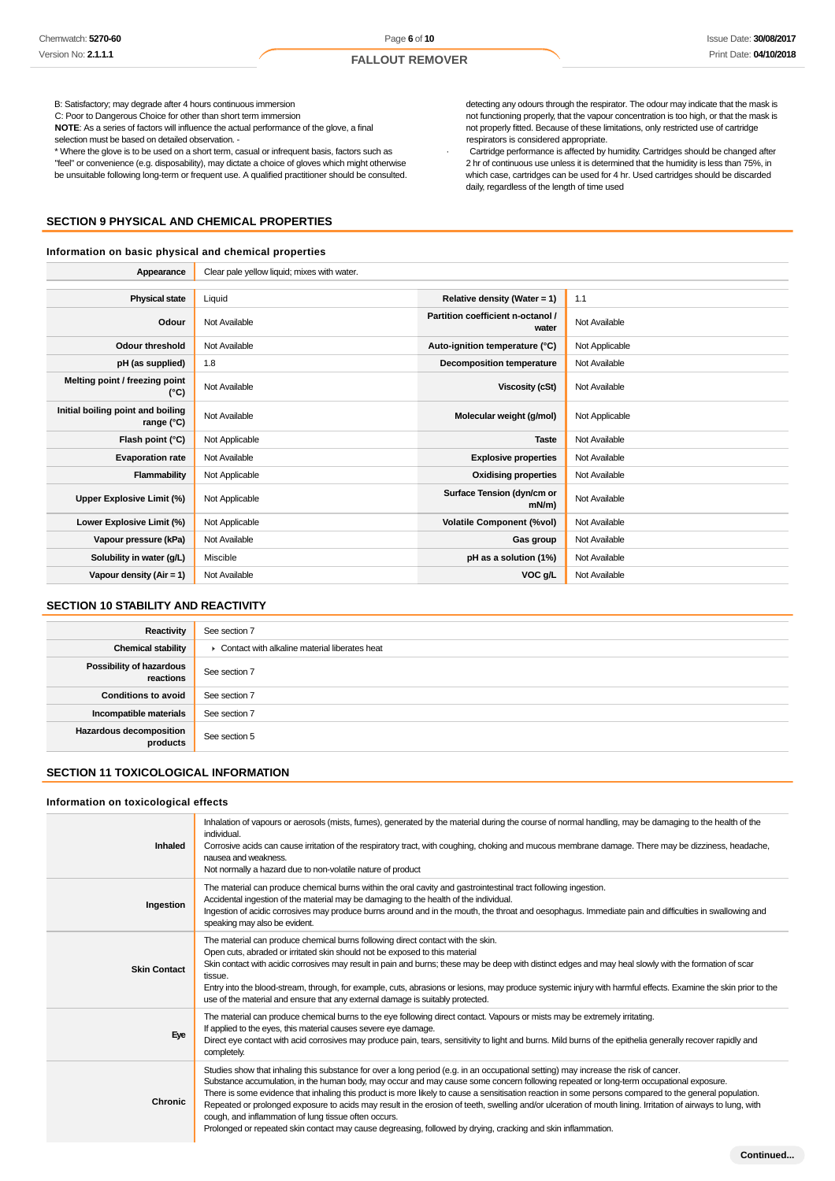B: Satisfactory; may degrade after 4 hours continuous immersion
C: Poor to Dangerous Choice for other than short term immersion
**NOTE**: As a series of factors will influence the actual performance of the glove, a final selection must be based on detailed observation. -
* Where the glove is to be used on a short term, casual or infrequent basis, factors such as "feel" or convenience (e.g. disposability), may dictate a choice of gloves which might otherwise be unsuitable following long-term or frequent use. A qualified practitioner should be consulted.

detecting any odours through the respirator. The odour may indicate that the mask is not functioning properly, that the vapour concentration is too high, or that the mask is not properly fitted. Because of these limitations, only restricted use of cartridge respirators is considered appropriate.
· Cartridge performance is affected by humidity. Cartridges should be changed after 2 hr of continuous use unless it is determined that the humidity is less than 75%, in which case, cartridges can be used for 4 hr. Used cartridges should be discarded daily, regardless of the length of time used

## SECTION 9 PHYSICAL AND CHEMICAL PROPERTIES

### Information on basic physical and chemical properties

| Appearance | Clear pale yellow liquid; mixes with water. | | |
|---|---|---|---|
| **Physical state** | Liquid | **Relative density (Water = 1)** | 1.1 |
| **Odour** | Not Available | **Partition coefficient n-octanol / water** | Not Available |
| **Odour threshold** | Not Available | **Auto-ignition temperature (°C)** | Not Applicable |
| **pH (as supplied)** | 1.8 | **Decomposition temperature** | Not Available |
| **Melting point / freezing point (°C)** | Not Available | **Viscosity (cSt)** | Not Available |
| **Initial boiling point and boiling range (°C)** | Not Available | **Molecular weight (g/mol)** | Not Applicable |
| **Flash point (°C)** | Not Applicable | **Taste** | Not Available |
| **Evaporation rate** | Not Available | **Explosive properties** | Not Available |
| **Flammability** | Not Applicable | **Oxidising properties** | Not Available |
| **Upper Explosive Limit (%)** | Not Applicable | **Surface Tension (dyn/cm or mN/m)** | Not Available |
| **Lower Explosive Limit (%)** | Not Applicable | **Volatile Component (%vol)** | Not Available |
| **Vapour pressure (kPa)** | Not Available | **Gas group** | Not Available |
| **Solubility in water (g/L)** | Miscible | **pH as a solution (1%)** | Not Available |
| **Vapour density (Air = 1)** | Not Available | **VOC g/L** | Not Available |

## SECTION 10 STABILITY AND REACTIVITY

| | |
|---|---|
| **Reactivity** | See section 7 |
| **Chemical stability** | ▸ Contact with alkaline material liberates heat |
| **Possibility of hazardous reactions** | See section 7 |
| **Conditions to avoid** | See section 7 |
| **Incompatible materials** | See section 7 |
| **Hazardous decomposition products** | See section 5 |

## SECTION 11 TOXICOLOGICAL INFORMATION

### Information on toxicological effects

| | |
|---|---|
| **Inhaled** | Inhalation of vapours or aerosols (mists, fumes), generated by the material during the course of normal handling, may be damaging to the health of the individual.<br>Corrosive acids can cause irritation of the respiratory tract, with coughing, choking and mucous membrane damage. There may be dizziness, headache, nausea and weakness.<br>Not normally a hazard due to non-volatile nature of product |
| **Ingestion** | The material can produce chemical burns within the oral cavity and gastrointestinal tract following ingestion.<br>Accidental ingestion of the material may be damaging to the health of the individual.<br>Ingestion of acidic corrosives may produce burns around and in the mouth, the throat and oesophagus. Immediate pain and difficulties in swallowing and speaking may also be evident. |
| **Skin Contact** | The material can produce chemical burns following direct contact with the skin.<br>Open cuts, abraded or irritated skin should not be exposed to this material<br>Skin contact with acidic corrosives may result in pain and burns; these may be deep with distinct edges and may heal slowly with the formation of scar tissue.<br>Entry into the blood-stream, through, for example, cuts, abrasions or lesions, may produce systemic injury with harmful effects. Examine the skin prior to the use of the material and ensure that any external damage is suitably protected. |
| **Eye** | The material can produce chemical burns to the eye following direct contact. Vapours or mists may be extremely irritating.<br>If applied to the eyes, this material causes severe eye damage.<br>Direct eye contact with acid corrosives may produce pain, tears, sensitivity to light and burns. Mild burns of the epithelia generally recover rapidly and completely. |
| **Chronic** | Studies show that inhaling this substance for over a long period (e.g. in an occupational setting) may increase the risk of cancer.<br>Substance accumulation, in the human body, may occur and may cause some concern following repeated or long-term occupational exposure.<br>There is some evidence that inhaling this product is more likely to cause a sensitisation reaction in some persons compared to the general population.<br>Repeated or prolonged exposure to acids may result in the erosion of teeth, swelling and/or ulceration of mouth lining. Irritation of airways to lung, with cough, and inflammation of lung tissue often occurs.<br>Prolonged or repeated skin contact may cause degreasing, followed by drying, cracking and skin inflammation. |

**Continued...**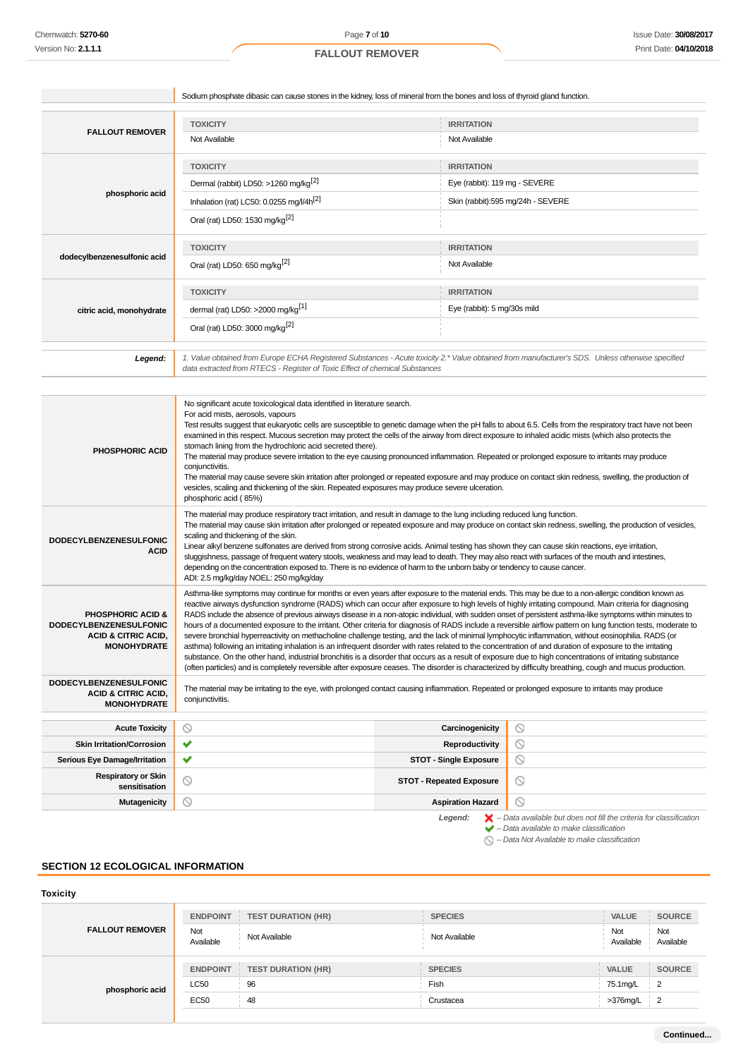| | |
|---|---|
| | Sodium phosphate dibasic can cause stones in the kidney, loss of mineral from the bones and loss of thyroid gland function. |

| | TOXICITY | IRRITATION |
|---|---|---|
| **FALLOUT REMOVER** | Not Available | Not Available |
| **phosphoric acid** | **TOXICITY** | **IRRITATION** |
| | Dermal (rabbit) LD50: >1260 mg/kg[2] | Eye (rabbit): 119 mg - SEVERE |
| | Inhalation (rat) LC50: 0.0255 mg/l/4h[2] | Skin (rabbit):595 mg/24h - SEVERE |
| | Oral (rat) LD50: 1530 mg/kg[2] | |
| **dodecylbenzenesulfonic acid** | **TOXICITY** | **IRRITATION** |
| | Oral (rat) LD50: 650 mg/kg[2] | Not Available |
| **citric acid, monohydrate** | **TOXICITY** | **IRRITATION** |
| | dermal (rat) LD50: >2000 mg/kg[1] | Eye (rabbit): 5 mg/30s mild |
| | Oral (rat) LD50: 3000 mg/kg[2] | |
| ***Legend:*** | *1. Value obtained from Europe ECHA Registered Substances - Acute toxicity 2.* Value obtained from manufacturer's SDS. Unless otherwise specified data extracted from RTECS - Register of Toxic Effect of chemical Substances* | |

| | |
|---|---|
| **PHOSPHORIC ACID** | No significant acute toxicological data identified in literature search.<br>For acid mists, aerosols, vapours<br>Test results suggest that eukaryotic cells are susceptible to genetic damage when the pH falls to about 6.5. Cells from the respiratory tract have not been examined in this respect. Mucous secretion may protect the cells of the airway from direct exposure to inhaled acidic mists (which also protects the stomach lining from the hydrochloric acid secreted there).<br>The material may produce severe irritation to the eye causing pronounced inflammation. Repeated or prolonged exposure to irritants may produce conjunctivitis.<br>The material may cause severe skin irritation after prolonged or repeated exposure and may produce on contact skin redness, swelling, the production of vesicles, scaling and thickening of the skin. Repeated exposures may produce severe ulceration.<br>phosphoric acid ( 85%) |
| **DODECYLBENZENESULFONIC ACID** | The material may produce respiratory tract irritation, and result in damage to the lung including reduced lung function.<br>The material may cause skin irritation after prolonged or repeated exposure and may produce on contact skin redness, swelling, the production of vesicles, scaling and thickening of the skin.<br>Linear alkyl benzene sulfonates are derived from strong corrosive acids. Animal testing has shown they can cause skin reactions, eye irritation, sluggishness, passage of frequent watery stools, weakness and may lead to death. They may also react with surfaces of the mouth and intestines, depending on the concentration exposed to. There is no evidence of harm to the unborn baby or tendency to cause cancer.<br>ADI: 2.5 mg/kg/day NOEL: 250 mg/kg/day |
| **PHOSPHORIC ACID & DODECYLBENZENESULFONIC ACID & CITRIC ACID, MONOHYDRATE** | Asthma-like symptoms may continue for months or even years after exposure to the material ends. This may be due to a non-allergic condition known as reactive airways dysfunction syndrome (RADS) which can occur after exposure to high levels of highly irritating compound. Main criteria for diagnosing RADS include the absence of previous airways disease in a non-atopic individual, with sudden onset of persistent asthma-like symptoms within minutes to hours of a documented exposure to the irritant. Other criteria for diagnosis of RADS include a reversible airflow pattern on lung function tests, moderate to severe bronchial hyperreactivity on methacholine challenge testing, and the lack of minimal lymphocytic inflammation, without eosinophilia. RADS (or asthma) following an irritating inhalation is an infrequent disorder with rates related to the concentration of and duration of exposure to the irritating substance. On the other hand, industrial bronchitis is a disorder that occurs as a result of exposure due to high concentrations of irritating substance (often particles) and is completely reversible after exposure ceases. The disorder is characterized by difficulty breathing, cough and mucus production. |
| **DODECYLBENZENESULFONIC ACID & CITRIC ACID, MONOHYDRATE** | The material may be irritating to the eye, with prolonged contact causing inflammation. Repeated or prolonged exposure to irritants may produce conjunctivitis. |

| | | | |
|---|---|---|---|
| **Acute Toxicity** | ⊘ | **Carcinogenicity** | ⊘ |
| **Skin Irritation/Corrosion** | ✔ | **Reproductivity** | ⊘ |
| **Serious Eye Damage/Irritation** | ✔ | **STOT - Single Exposure** | ⊘ |
| **Respiratory or Skin sensitisation** | ⊘ | **STOT - Repeated Exposure** | ⊘ |
| **Mutagenicity** | ⊘ | **Aspiration Hazard** | ⊘ |

***Legend:*** ✘ *– Data available but does not fill the criteria for classification*
✔ *– Data available to make classification*
⊘ *– Data Not Available to make classification*

## SECTION 12 ECOLOGICAL INFORMATION

### Toxicity

| | ENDPOINT | TEST DURATION (HR) | SPECIES | VALUE | SOURCE |
|---|---|---|---|---|---|
| **FALLOUT REMOVER** | Not Available | Not Available | Not Available | Not Available | Not Available |
| **phosphoric acid** | **ENDPOINT** | **TEST DURATION (HR)** | **SPECIES** | **VALUE** | **SOURCE** |
| | LC50 | 96 | Fish | 75.1mg/L | 2 |
| | EC50 | 48 | Crustacea | >376mg/L | 2 |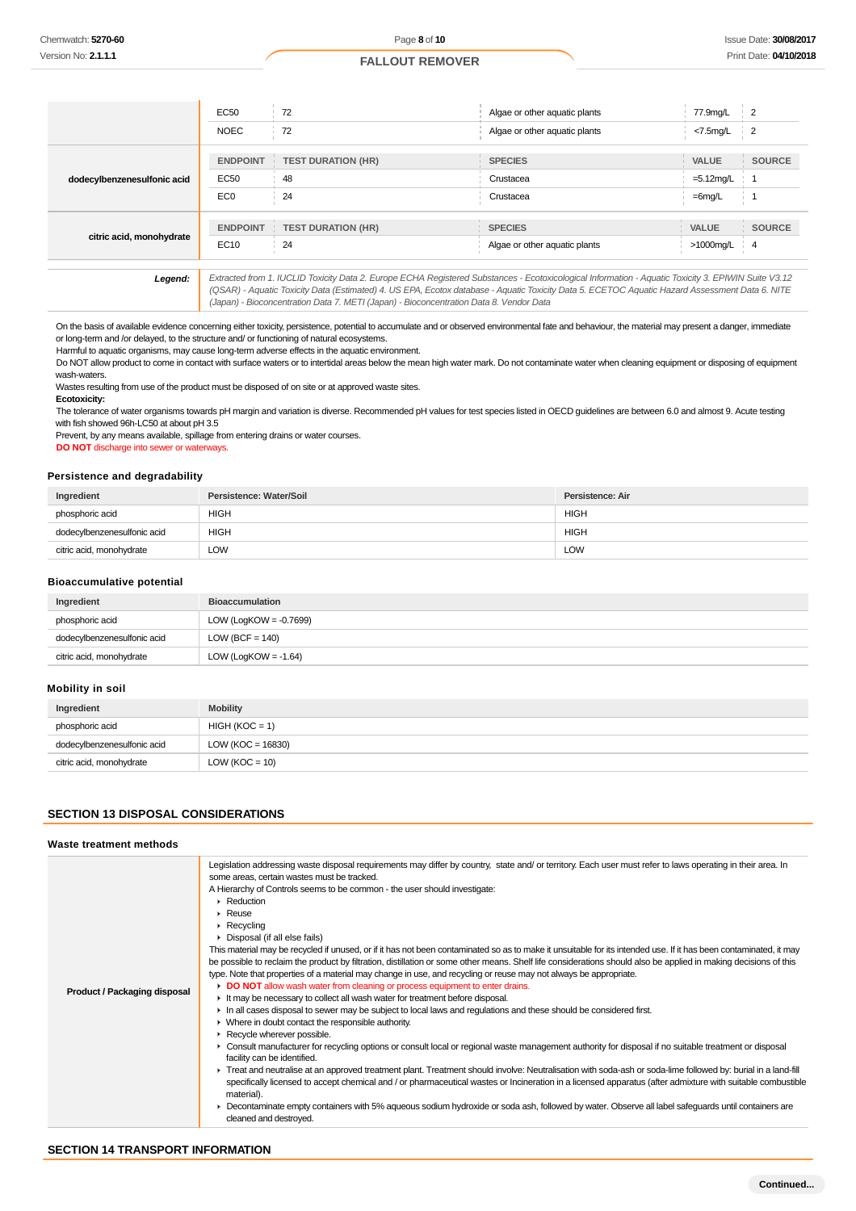| | ENDPOINT | TEST DURATION (HR) | SPECIES | VALUE | SOURCE |
|---|---|---|---|---|---|
| | EC50 | 72 | Algae or other aquatic plants | 77.9mg/L | 2 |
| | NOEC | 72 | Algae or other aquatic plants | <7.5mg/L | 2 |
| **dodecylbenzenesulfonic acid** | **ENDPOINT** | **TEST DURATION (HR)** | **SPECIES** | **VALUE** | **SOURCE** |
| | EC50 | 48 | Crustacea | =5.12mg/L | 1 |
| | EC0 | 24 | Crustacea | =6mg/L | 1 |
| **citric acid, monohydrate** | **ENDPOINT** | **TEST DURATION (HR)** | **SPECIES** | **VALUE** | **SOURCE** |
| | EC10 | 24 | Algae or other aquatic plants | >1000mg/L | 4 |
| ***Legend:*** | *Extracted from 1. IUCLID Toxicity Data 2. Europe ECHA Registered Substances - Ecotoxicological Information - Aquatic Toxicity 3. EPIWIN Suite V3.12 (QSAR) - Aquatic Toxicity Data (Estimated) 4. US EPA, Ecotox database - Aquatic Toxicity Data 5. ECETOC Aquatic Hazard Assessment Data 6. NITE (Japan) - Bioconcentration Data 7. METI (Japan) - Bioconcentration Data 8. Vendor Data* | | | | |

On the basis of available evidence concerning either toxicity, persistence, potential to accumulate and or observed environmental fate and behaviour, the material may present a danger, immediate or long-term and /or delayed, to the structure and/ or functioning of natural ecosystems.
Harmful to aquatic organisms, may cause long-term adverse effects in the aquatic environment.
Do NOT allow product to come in contact with surface waters or to intertidal areas below the mean high water mark. Do not contaminate water when cleaning equipment or disposing of equipment wash-waters.
Wastes resulting from use of the product must be disposed of on site or at approved waste sites.
**Ecotoxicity:**
The tolerance of water organisms towards pH margin and variation is diverse. Recommended pH values for test species listed in OECD guidelines are between 6.0 and almost 9. Acute testing with fish showed 96h-LC50 at about pH 3.5
Prevent, by any means available, spillage from entering drains or water courses.
**DO NOT** discharge into sewer or waterways.

### Persistence and degradability

| Ingredient | Persistence: Water/Soil | Persistence: Air |
|---|---|---|
| phosphoric acid | HIGH | HIGH |
| dodecylbenzenesulfonic acid | HIGH | HIGH |
| citric acid, monohydrate | LOW | LOW |

### Bioaccumulative potential

| Ingredient | Bioaccumulation |
|---|---|
| phosphoric acid | LOW (LogKOW = -0.7699) |
| dodecylbenzenesulfonic acid | LOW (BCF = 140) |
| citric acid, monohydrate | LOW (LogKOW = -1.64) |

### Mobility in soil

| Ingredient | Mobility |
|---|---|
| phosphoric acid | HIGH (KOC = 1) |
| dodecylbenzenesulfonic acid | LOW (KOC = 16830) |
| citric acid, monohydrate | LOW (KOC = 10) |

## SECTION 13 DISPOSAL CONSIDERATIONS

### Waste treatment methods

| | |
|---|---|
| **Product / Packaging disposal** | Legislation addressing waste disposal requirements may differ by country, state and/ or territory. Each user must refer to laws operating in their area. In some areas, certain wastes must be tracked.<br>A Hierarchy of Controls seems to be common - the user should investigate:<br>▸ Reduction<br>▸ Reuse<br>▸ Recycling<br>▸ Disposal (if all else fails)<br>This material may be recycled if unused, or if it has not been contaminated so as to make it unsuitable for its intended use. If it has been contaminated, it may be possible to reclaim the product by filtration, distillation or some other means. Shelf life considerations should also be applied in making decisions of this type. Note that properties of a material may change in use, and recycling or reuse may not always be appropriate.<br>▸ **DO NOT** allow wash water from cleaning or process equipment to enter drains.<br>▸ It may be necessary to collect all wash water for treatment before disposal.<br>▸ In all cases disposal to sewer may be subject to local laws and regulations and these should be considered first.<br>▸ Where in doubt contact the responsible authority.<br>▸ Recycle wherever possible.<br>▸ Consult manufacturer for recycling options or consult local or regional waste management authority for disposal if no suitable treatment or disposal facility can be identified.<br>▸ Treat and neutralise at an approved treatment plant. Treatment should involve: Neutralisation with soda-ash or soda-lime followed by: burial in a land-fill specifically licensed to accept chemical and / or pharmaceutical wastes or Incineration in a licensed apparatus (after admixture with suitable combustible material).<br>▸ Decontaminate empty containers with 5% aqueous sodium hydroxide or soda ash, followed by water. Observe all label safeguards until containers are cleaned and destroyed. |

## SECTION 14 TRANSPORT INFORMATION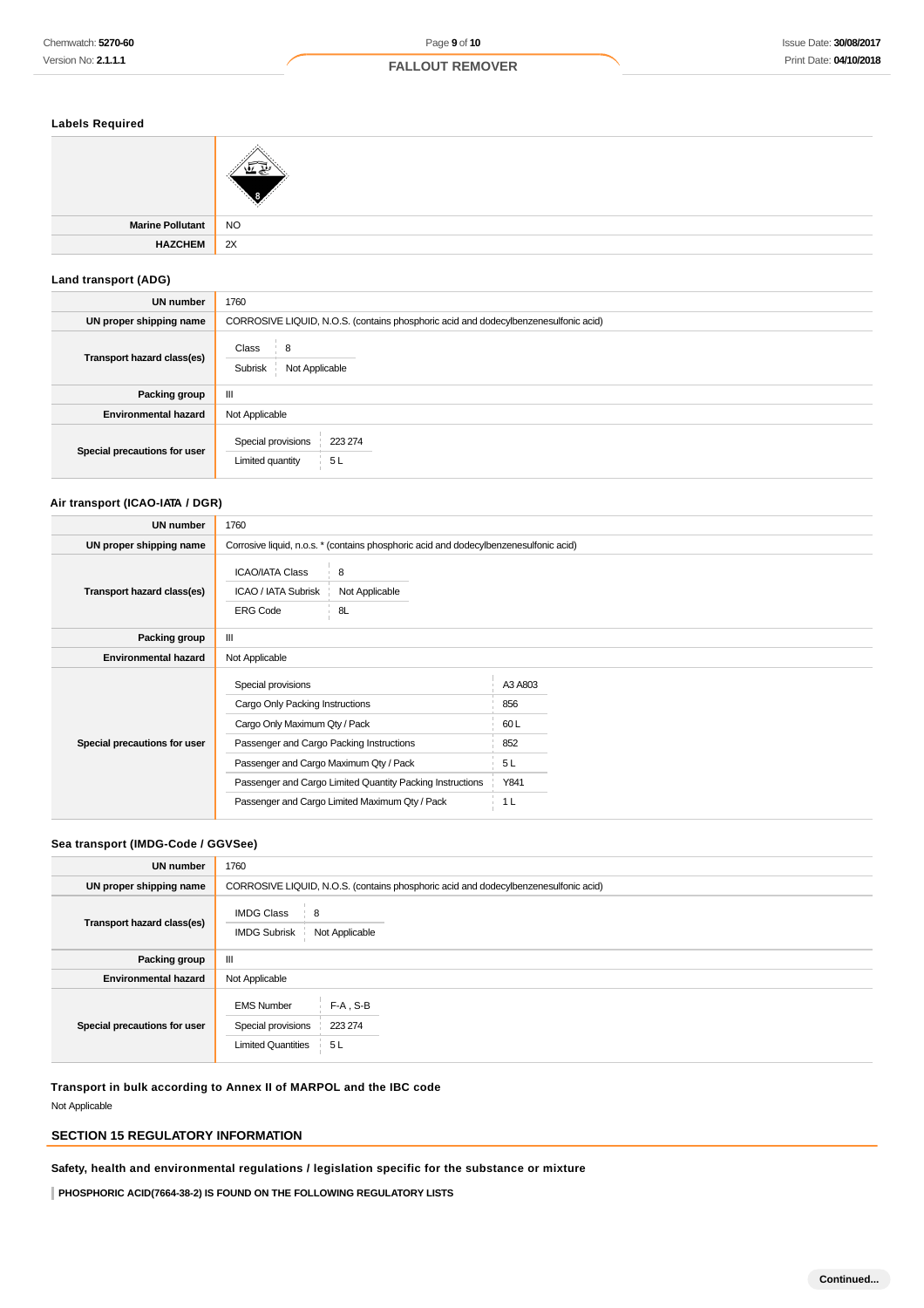### Labels Required

| | |
|---|---|
| | |
| **Marine Pollutant** | NO |
| **HAZCHEM** | 2X |

### Land transport (ADG)

| | |
|---|---|
| **UN number** | 1760 |
| **UN proper shipping name** | CORROSIVE LIQUID, N.O.S. (contains phosphoric acid and dodecylbenzenesulfonic acid) |
| **Transport hazard class(es)** | Class: 8<br>Subrisk: Not Applicable |
| **Packing group** | III |
| **Environmental hazard** | Not Applicable |
| **Special precautions for user** | Special provisions: 223 274<br>Limited quantity: 5 L |

### Air transport (ICAO-IATA / DGR)

| | |
|---|---|
| **UN number** | 1760 |
| **UN proper shipping name** | Corrosive liquid, n.o.s. * (contains phosphoric acid and dodecylbenzenesulfonic acid) |
| **Transport hazard class(es)** | ICAO/IATA Class: 8<br>ICAO / IATA Subrisk: Not Applicable<br>ERG Code: 8L |
| **Packing group** | III |
| **Environmental hazard** | Not Applicable |
| **Special precautions for user** | Special provisions: A3 A803<br>Cargo Only Packing Instructions: 856<br>Cargo Only Maximum Qty / Pack: 60 L<br>Passenger and Cargo Packing Instructions: 852<br>Passenger and Cargo Maximum Qty / Pack: 5 L<br>Passenger and Cargo Limited Quantity Packing Instructions: Y841<br>Passenger and Cargo Limited Maximum Qty / Pack: 1 L |

### Sea transport (IMDG-Code / GGVSee)

| | |
|---|---|
| **UN number** | 1760 |
| **UN proper shipping name** | CORROSIVE LIQUID, N.O.S. (contains phosphoric acid and dodecylbenzenesulfonic acid) |
| **Transport hazard class(es)** | IMDG Class: 8<br>IMDG Subrisk: Not Applicable |
| **Packing group** | III |
| **Environmental hazard** | Not Applicable |
| **Special precautions for user** | EMS Number: F-A , S-B<br>Special provisions: 223 274<br>Limited Quantities: 5 L |

### Transport in bulk according to Annex II of MARPOL and the IBC code

Not Applicable

## SECTION 15 REGULATORY INFORMATION

### Safety, health and environmental regulations / legislation specific for the substance or mixture

**PHOSPHORIC ACID(7664-38-2) IS FOUND ON THE FOLLOWING REGULATORY LISTS**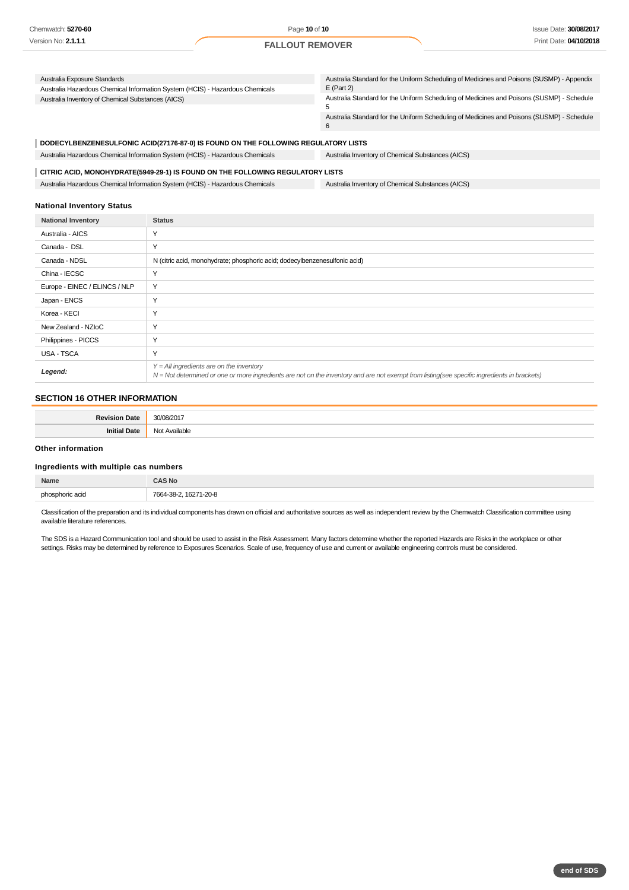| | |
|---|---|
| Australia Exposure Standards | Australia Standard for the Uniform Scheduling of Medicines and Poisons (SUSMP) - Appendix E (Part 2) |
| Australia Hazardous Chemical Information System (HCIS) - Hazardous Chemicals | Australia Standard for the Uniform Scheduling of Medicines and Poisons (SUSMP) - Schedule 5 |
| Australia Inventory of Chemical Substances (AICS) | Australia Standard for the Uniform Scheduling of Medicines and Poisons (SUSMP) - Schedule 6 |

**DODECYLBENZENESULFONIC ACID(27176-87-0) IS FOUND ON THE FOLLOWING REGULATORY LISTS**

| | |
|---|---|
| Australia Hazardous Chemical Information System (HCIS) - Hazardous Chemicals | Australia Inventory of Chemical Substances (AICS) |

**CITRIC ACID, MONOHYDRATE(5949-29-1) IS FOUND ON THE FOLLOWING REGULATORY LISTS**

| | |
|---|---|
| Australia Hazardous Chemical Information System (HCIS) - Hazardous Chemicals | Australia Inventory of Chemical Substances (AICS) |

### National Inventory Status

| National Inventory | Status |
|---|---|
| Australia - AICS | Y |
| Canada - DSL | Y |
| Canada - NDSL | N (citric acid, monohydrate; phosphoric acid; dodecylbenzenesulfonic acid) |
| China - IECSC | Y |
| Europe - EINEC / ELINCS / NLP | Y |
| Japan - ENCS | Y |
| Korea - KECI | Y |
| New Zealand - NZIoC | Y |
| Philippines - PICCS | Y |
| USA - TSCA | Y |
| ***Legend:*** | *Y = All ingredients are on the inventory*<br>*N = Not determined or one or more ingredients are not on the inventory and are not exempt from listing(see specific ingredients in brackets)* |

## SECTION 16 OTHER INFORMATION

| | |
|---|---|
| **Revision Date** | 30/08/2017 |
| **Initial Date** | Not Available |

### Other information

### Ingredients with multiple cas numbers

| Name | CAS No |
|---|---|
| phosphoric acid | 7664-38-2, 16271-20-8 |

Classification of the preparation and its individual components has drawn on official and authoritative sources as well as independent review by the Chemwatch Classification committee using available literature references.

The SDS is a Hazard Communication tool and should be used to assist in the Risk Assessment. Many factors determine whether the reported Hazards are Risks in the workplace or other settings. Risks may be determined by reference to Exposures Scenarios. Scale of use, frequency of use and current or available engineering controls must be considered.

end of SDS